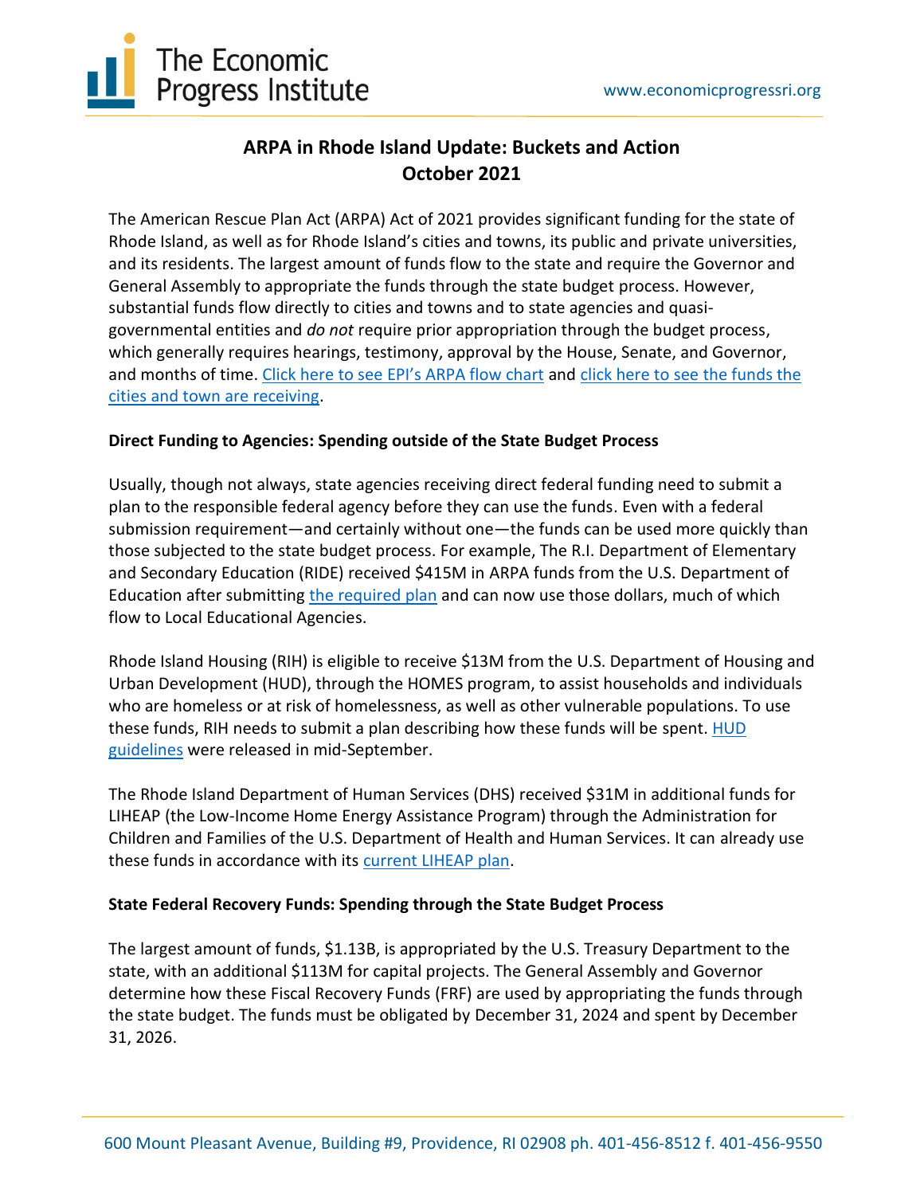# ARPA in Rhode Island Update: Buckets and Action
## October 2021

The American Rescue Plan Act (ARPA) Act of 2021 provides significant funding for the state of Rhode Island, as well as for Rhode Island's cities and towns, its public and private universities, and its residents. The largest amount of funds flow to the state and require the Governor and General Assembly to appropriate the funds through the state budget process. However, substantial funds flow directly to cities and towns and to state agencies and quasi-governmental entities and *do not* require prior appropriation through the budget process, which generally requires hearings, testimony, approval by the House, Senate, and Governor, and months of time. Click here to see EPI's ARPA flow chart and click here to see the funds the cities and town are receiving.

**Direct Funding to Agencies: Spending outside of the State Budget Process**

Usually, though not always, state agencies receiving direct federal funding need to submit a plan to the responsible federal agency before they can use the funds. Even with a federal submission requirement—and certainly without one—the funds can be used more quickly than those subjected to the state budget process. For example, The R.I. Department of Elementary and Secondary Education (RIDE) received $415M in ARPA funds from the U.S. Department of Education after submitting the required plan and can now use those dollars, much of which flow to Local Educational Agencies.

Rhode Island Housing (RIH) is eligible to receive $13M from the U.S. Department of Housing and Urban Development (HUD), through the HOMES program, to assist households and individuals who are homeless or at risk of homelessness, as well as other vulnerable populations. To use these funds, RIH needs to submit a plan describing how these funds will be spent. HUD guidelines were released in mid-September.

The Rhode Island Department of Human Services (DHS) received $31M in additional funds for LIHEAP (the Low-Income Home Energy Assistance Program) through the Administration for Children and Families of the U.S. Department of Health and Human Services. It can already use these funds in accordance with its current LIHEAP plan.

**State Federal Recovery Funds: Spending through the State Budget Process**

The largest amount of funds, $1.13B, is appropriated by the U.S. Treasury Department to the state, with an additional $113M for capital projects. The General Assembly and Governor determine how these Fiscal Recovery Funds (FRF) are used by appropriating the funds through the state budget. The funds must be obligated by December 31, 2024 and spent by December 31, 2026.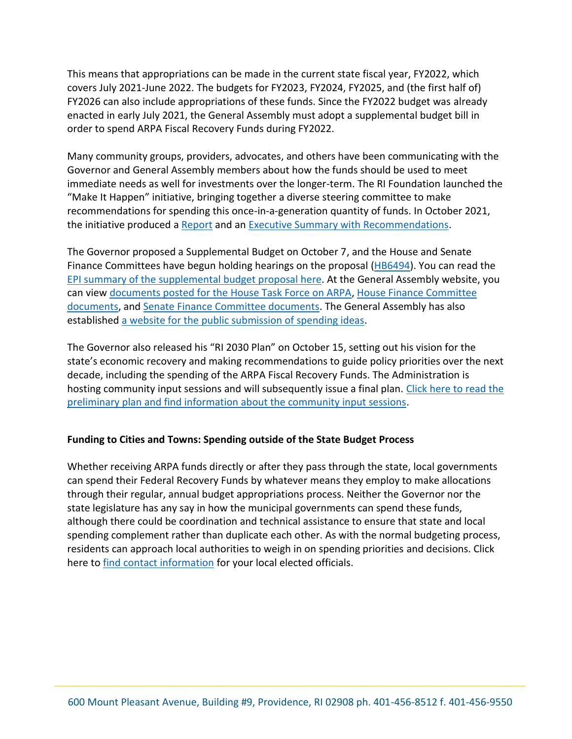This means that appropriations can be made in the current state fiscal year, FY2022, which covers July 2021-June 2022. The budgets for FY2023, FY2024, FY2025, and (the first half of) FY2026 can also include appropriations of these funds. Since the FY2022 budget was already enacted in early July 2021, the General Assembly must adopt a supplemental budget bill in order to spend ARPA Fiscal Recovery Funds during FY2022.

Many community groups, providers, advocates, and others have been communicating with the Governor and General Assembly members about how the funds should be used to meet immediate needs as well for investments over the longer-term. The RI Foundation launched the "Make It Happen" initiative, bringing together a diverse steering committee to make recommendations for spending this once-in-a-generation quantity of funds. In October 2021, the initiative produced a Report and an Executive Summary with Recommendations.

The Governor proposed a Supplemental Budget on October 7, and the House and Senate Finance Committees have begun holding hearings on the proposal (HB6494). You can read the EPI summary of the supplemental budget proposal here. At the General Assembly website, you can view documents posted for the House Task Force on ARPA, House Finance Committee documents, and Senate Finance Committee documents. The General Assembly has also established a website for the public submission of spending ideas.

The Governor also released his "RI 2030 Plan" on October 15, setting out his vision for the state's economic recovery and making recommendations to guide policy priorities over the next decade, including the spending of the ARPA Fiscal Recovery Funds. The Administration is hosting community input sessions and will subsequently issue a final plan. Click here to read the preliminary plan and find information about the community input sessions.

**Funding to Cities and Towns: Spending outside of the State Budget Process**

Whether receiving ARPA funds directly or after they pass through the state, local governments can spend their Federal Recovery Funds by whatever means they employ to make allocations through their regular, annual budget appropriations process. Neither the Governor nor the state legislature has any say in how the municipal governments can spend these funds, although there could be coordination and technical assistance to ensure that state and local spending complement rather than duplicate each other. As with the normal budgeting process, residents can approach local authorities to weigh in on spending priorities and decisions. Click here to find contact information for your local elected officials.